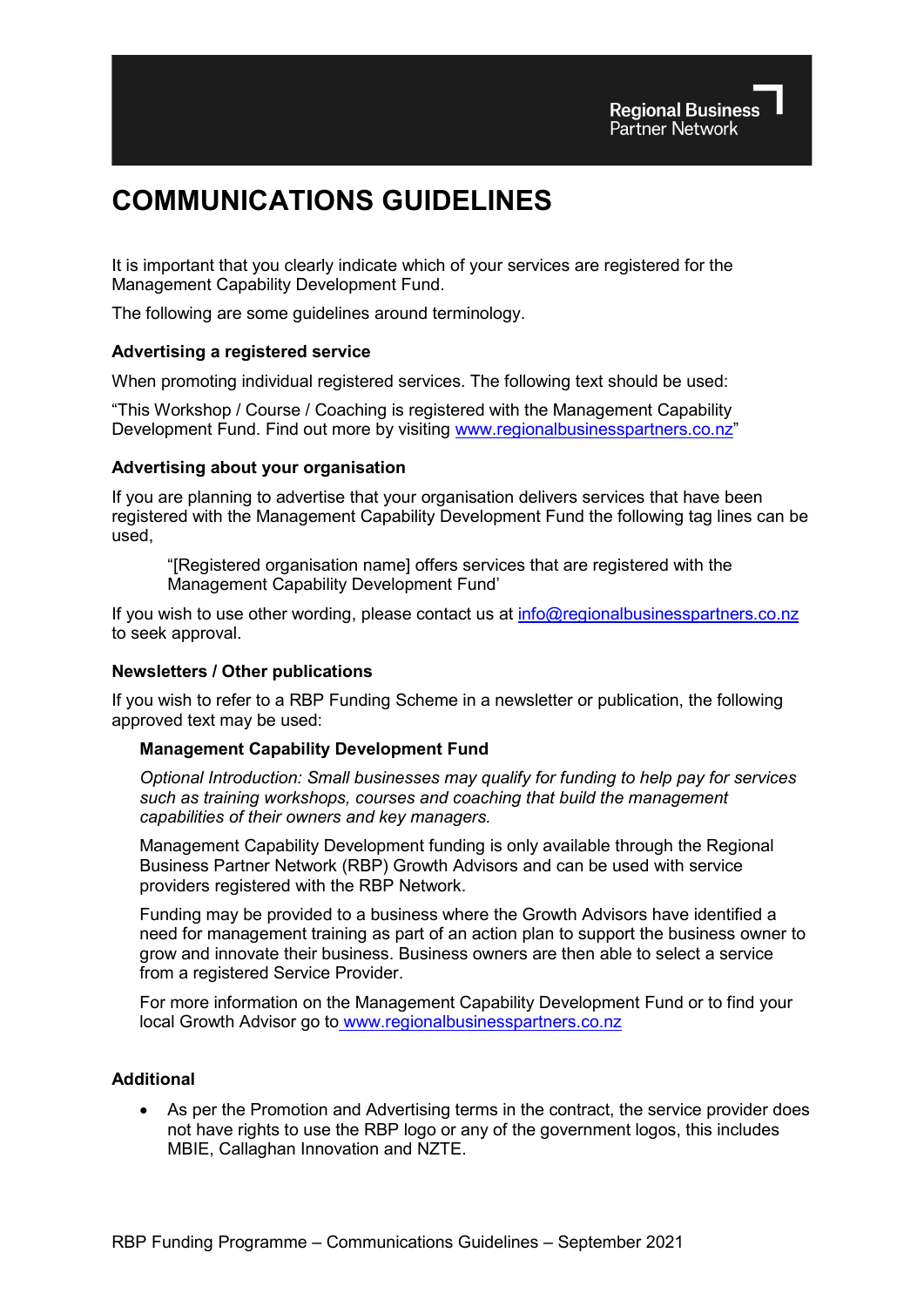Regional Business
Partner Network

# COMMUNICATIONS GUIDELINES

It is important that you clearly indicate which of your services are registered for the Management Capability Development Fund.

The following are some guidelines around terminology.

### Advertising a registered service

When promoting individual registered services. The following text should be used:

"This Workshop / Course / Coaching is registered with the Management Capability Development Fund. Find out more by visiting www.regionalbusinesspartners.co.nz"

### Advertising about your organisation

If you are planning to advertise that your organisation delivers services that have been registered with the Management Capability Development Fund the following tag lines can be used,

> "[Registered organisation name] offers services that are registered with the Management Capability Development Fund'

If you wish to use other wording, please contact us at info@regionalbusinesspartners.co.nz to seek approval.

### Newsletters / Other publications

If you wish to refer to a RBP Funding Scheme in a newsletter or publication, the following approved text may be used:

> **Management Capability Development Fund**
>
> *Optional Introduction: Small businesses may qualify for funding to help pay for services such as training workshops, courses and coaching that build the management capabilities of their owners and key managers.*
>
> Management Capability Development funding is only available through the Regional Business Partner Network (RBP) Growth Advisors and can be used with service providers registered with the RBP Network.
>
> Funding may be provided to a business where the Growth Advisors have identified a need for management training as part of an action plan to support the business owner to grow and innovate their business. Business owners are then able to select a service from a registered Service Provider.
>
> For more information on the Management Capability Development Fund or to find your local Growth Advisor go to www.regionalbusinesspartners.co.nz

### Additional

- As per the Promotion and Advertising terms in the contract, the service provider does not have rights to use the RBP logo or any of the government logos, this includes MBIE, Callaghan Innovation and NZTE.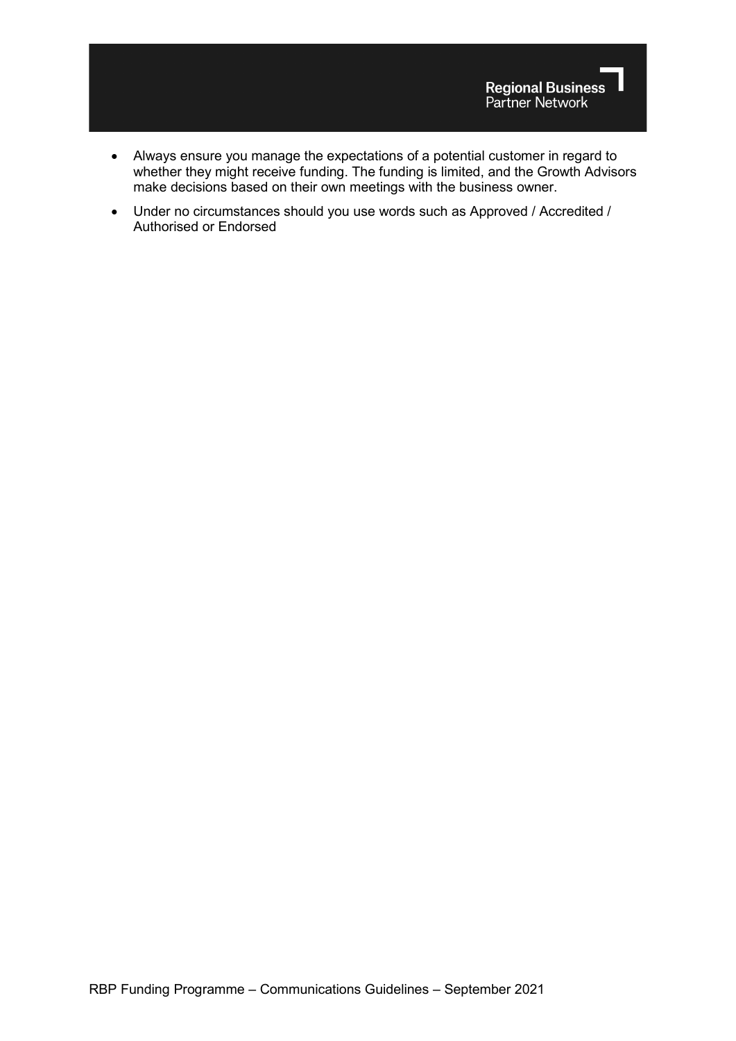- Always ensure you manage the expectations of a potential customer in regard to whether they might receive funding. The funding is limited, and the Growth Advisors make decisions based on their own meetings with the business owner.
- Under no circumstances should you use words such as Approved / Accredited / Authorised or Endorsed